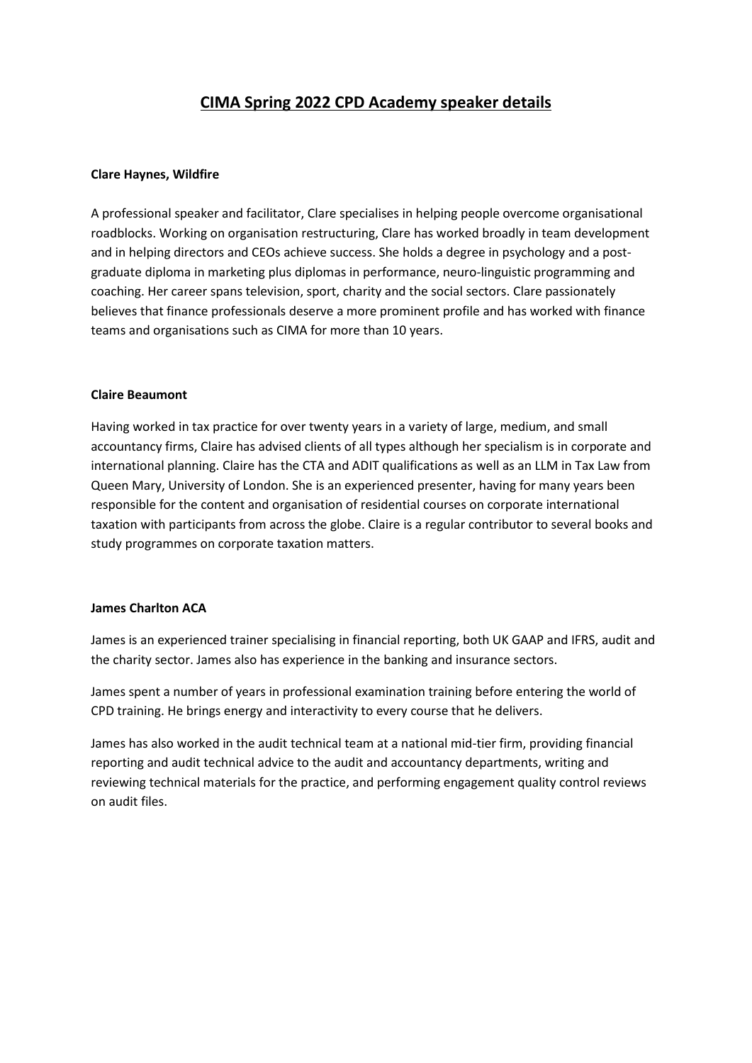# CIMA Spring 2022 CPD Academy speaker details

**Clare Haynes, Wildfire**

A professional speaker and facilitator, Clare specialises in helping people overcome organisational roadblocks. Working on organisation restructuring, Clare has worked broadly in team development and in helping directors and CEOs achieve success. She holds a degree in psychology and a post-graduate diploma in marketing plus diplomas in performance, neuro-linguistic programming and coaching. Her career spans television, sport, charity and the social sectors. Clare passionately believes that finance professionals deserve a more prominent profile and has worked with finance teams and organisations such as CIMA for more than 10 years.

**Claire Beaumont**

Having worked in tax practice for over twenty years in a variety of large, medium, and small accountancy firms, Claire has advised clients of all types although her specialism is in corporate and international planning. Claire has the CTA and ADIT qualifications as well as an LLM in Tax Law from Queen Mary, University of London. She is an experienced presenter, having for many years been responsible for the content and organisation of residential courses on corporate international taxation with participants from across the globe. Claire is a regular contributor to several books and study programmes on corporate taxation matters.

**James Charlton ACA**

James is an experienced trainer specialising in financial reporting, both UK GAAP and IFRS, audit and the charity sector. James also has experience in the banking and insurance sectors.

James spent a number of years in professional examination training before entering the world of CPD training. He brings energy and interactivity to every course that he delivers.

James has also worked in the audit technical team at a national mid-tier firm, providing financial reporting and audit technical advice to the audit and accountancy departments, writing and reviewing technical materials for the practice, and performing engagement quality control reviews on audit files.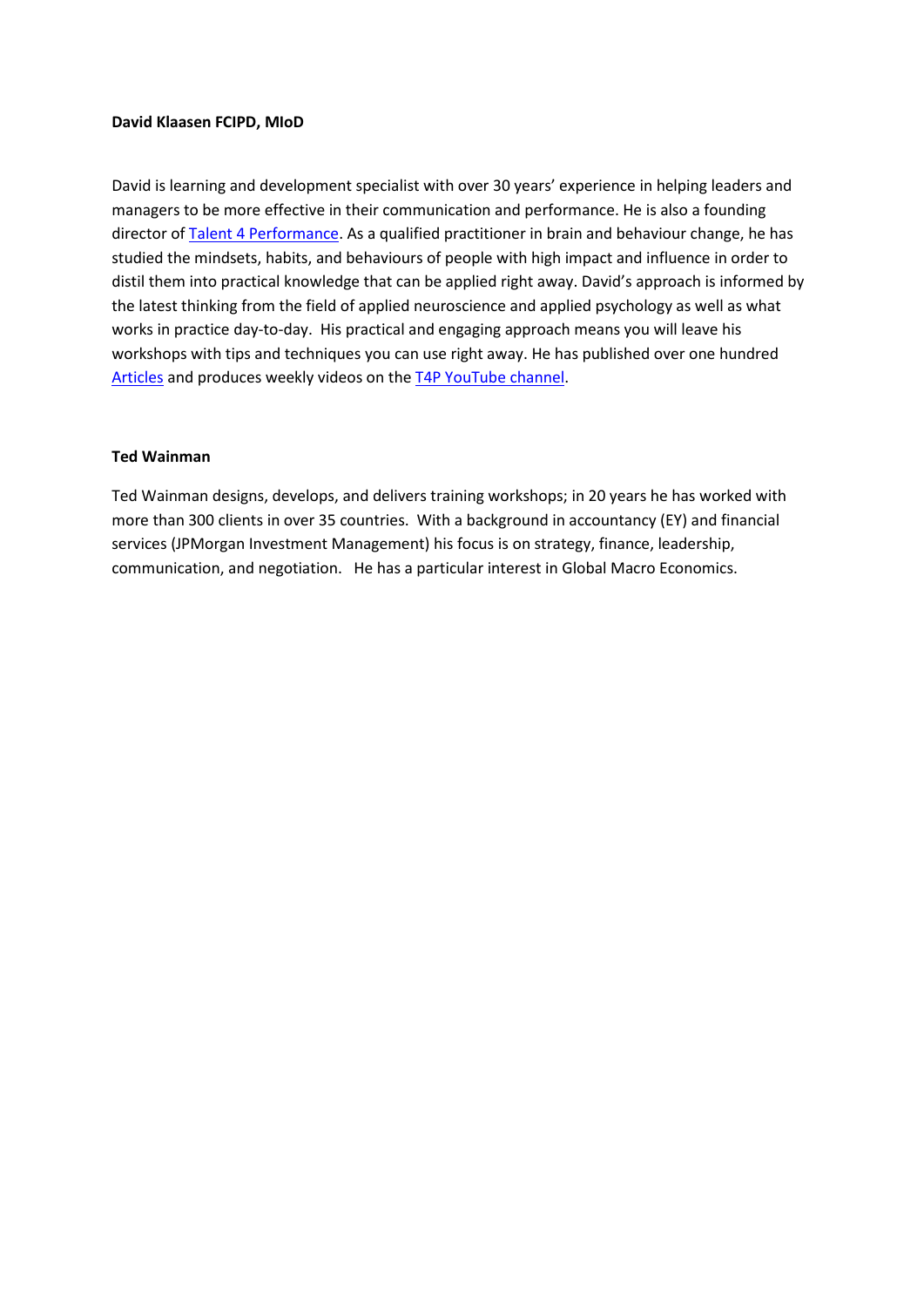**David Klaasen FCIPD, MIoD**

David is learning and development specialist with over 30 years' experience in helping leaders and managers to be more effective in their communication and performance. He is also a founding director of Talent 4 Performance. As a qualified practitioner in brain and behaviour change, he has studied the mindsets, habits, and behaviours of people with high impact and influence in order to distil them into practical knowledge that can be applied right away. David's approach is informed by the latest thinking from the field of applied neuroscience and applied psychology as well as what works in practice day-to-day. His practical and engaging approach means you will leave his workshops with tips and techniques you can use right away. He has published over one hundred Articles and produces weekly videos on the T4P YouTube channel.

**Ted Wainman**

Ted Wainman designs, develops, and delivers training workshops; in 20 years he has worked with more than 300 clients in over 35 countries. With a background in accountancy (EY) and financial services (JPMorgan Investment Management) his focus is on strategy, finance, leadership, communication, and negotiation. He has a particular interest in Global Macro Economics.